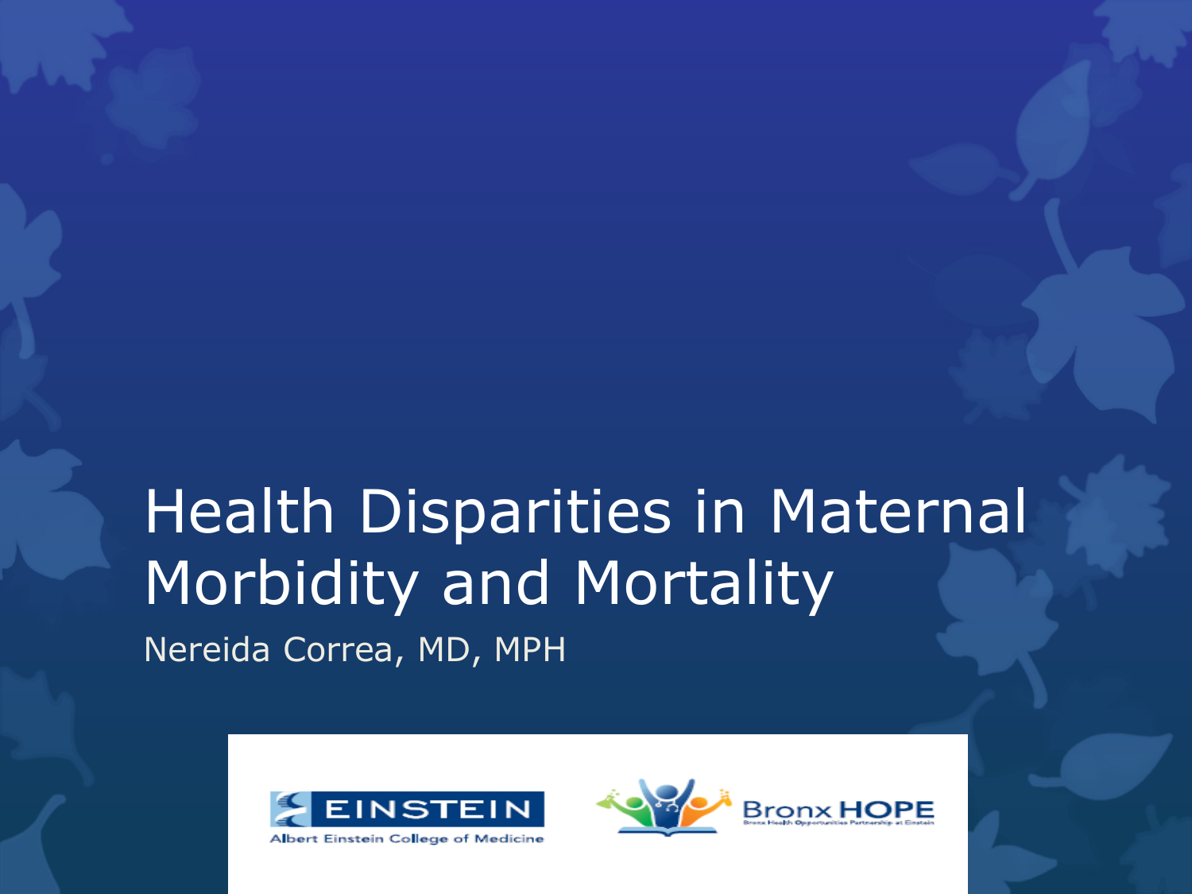# Health Disparities in Maternal Morbidity and Mortality

Nereida Correa, MD, MPH

EINSTEIN
Albert Einstein College of Medicine

Bronx HOPE
Bronx Health Opportunities Partnership at Einstein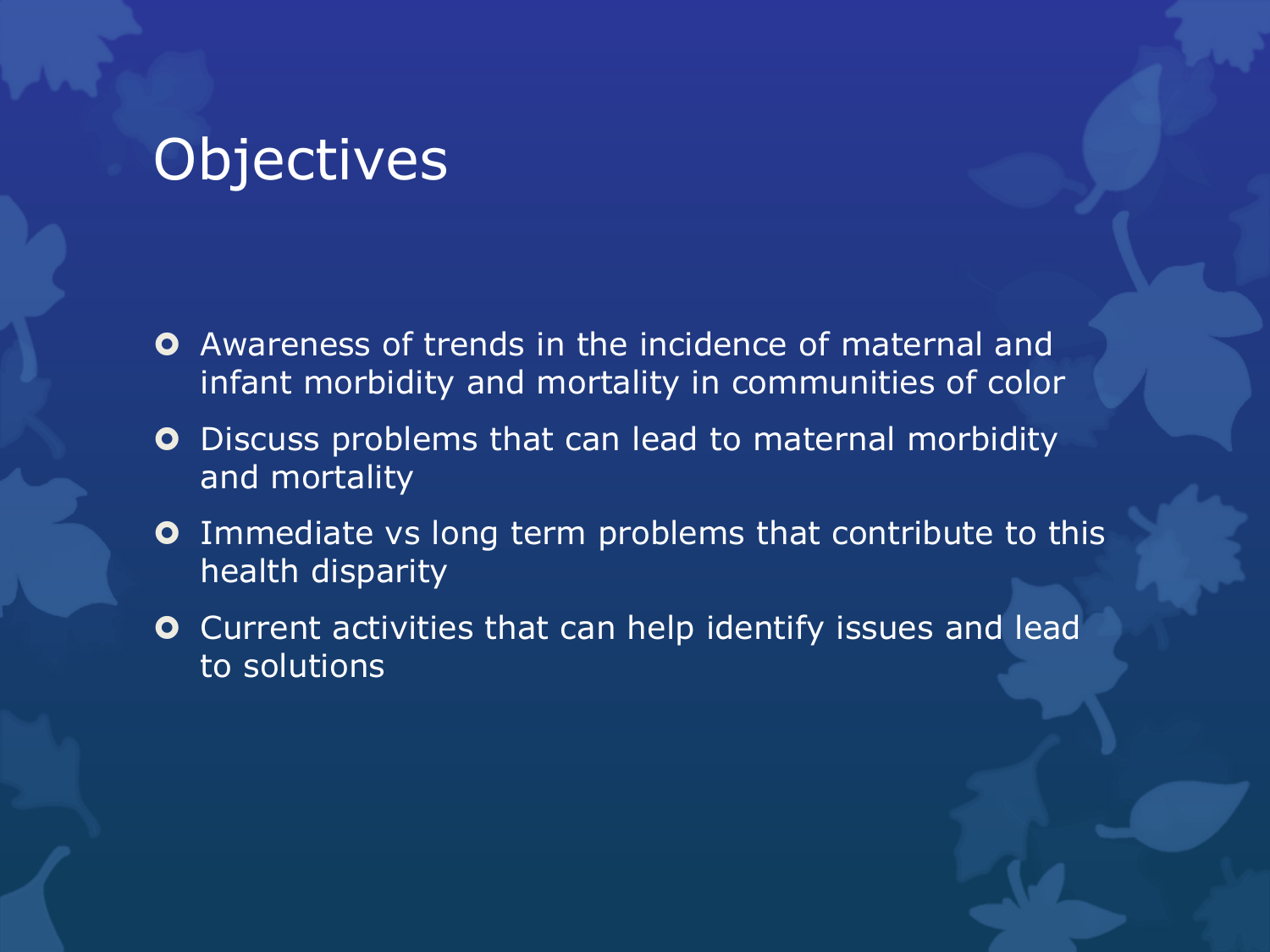# Objectives

- Awareness of trends in the incidence of maternal and infant morbidity and mortality in communities of color
- Discuss problems that can lead to maternal morbidity and mortality
- Immediate vs long term problems that contribute to this health disparity
- Current activities that can help identify issues and lead to solutions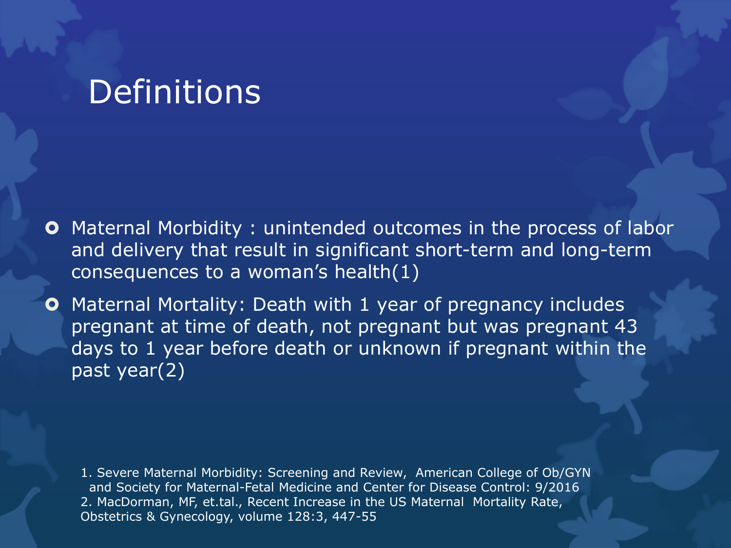# Definitions

- Maternal Morbidity : unintended outcomes in the process of labor and delivery that result in significant short-term and long-term consequences to a woman's health(1)
- Maternal Mortality: Death with 1 year of pregnancy includes pregnant at time of death, not pregnant but was pregnant 43 days to 1 year before death or unknown if pregnant within the past year(2)

1. Severe Maternal Morbidity: Screening and Review, American College of Ob/GYN and Society for Maternal-Fetal Medicine and Center for Disease Control: 9/2016
2. MacDorman, MF, et.tal., Recent Increase in the US Maternal Mortality Rate, Obstetrics & Gynecology, volume 128:3, 447-55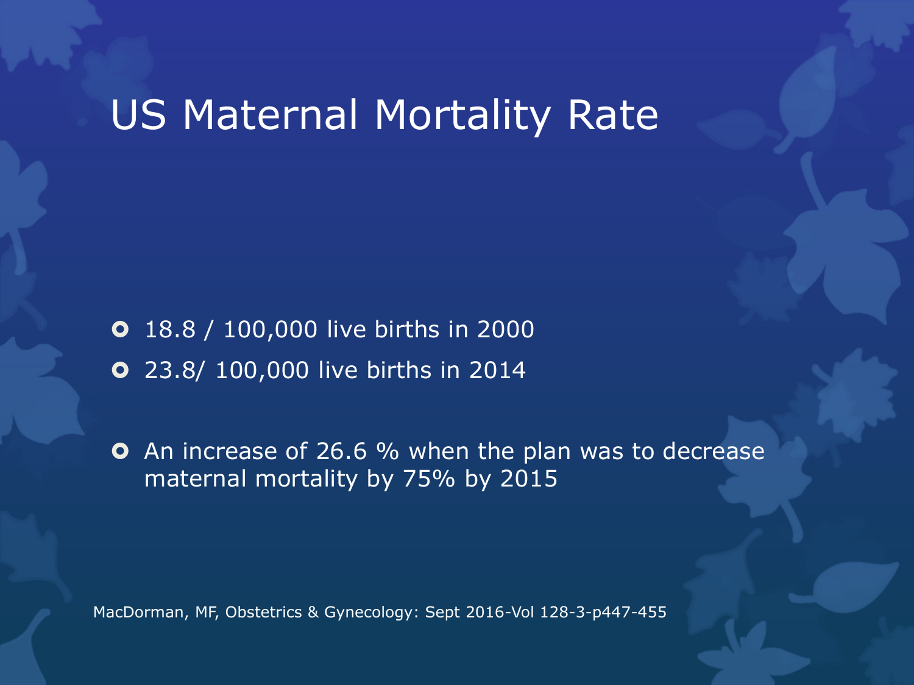# US Maternal Mortality Rate

- 18.8 / 100,000 live births in 2000
- 23.8/ 100,000 live births in 2014

- An increase of 26.6 % when the plan was to decrease maternal mortality by 75% by 2015

MacDorman, MF, Obstetrics & Gynecology: Sept 2016-Vol 128-3-p447-455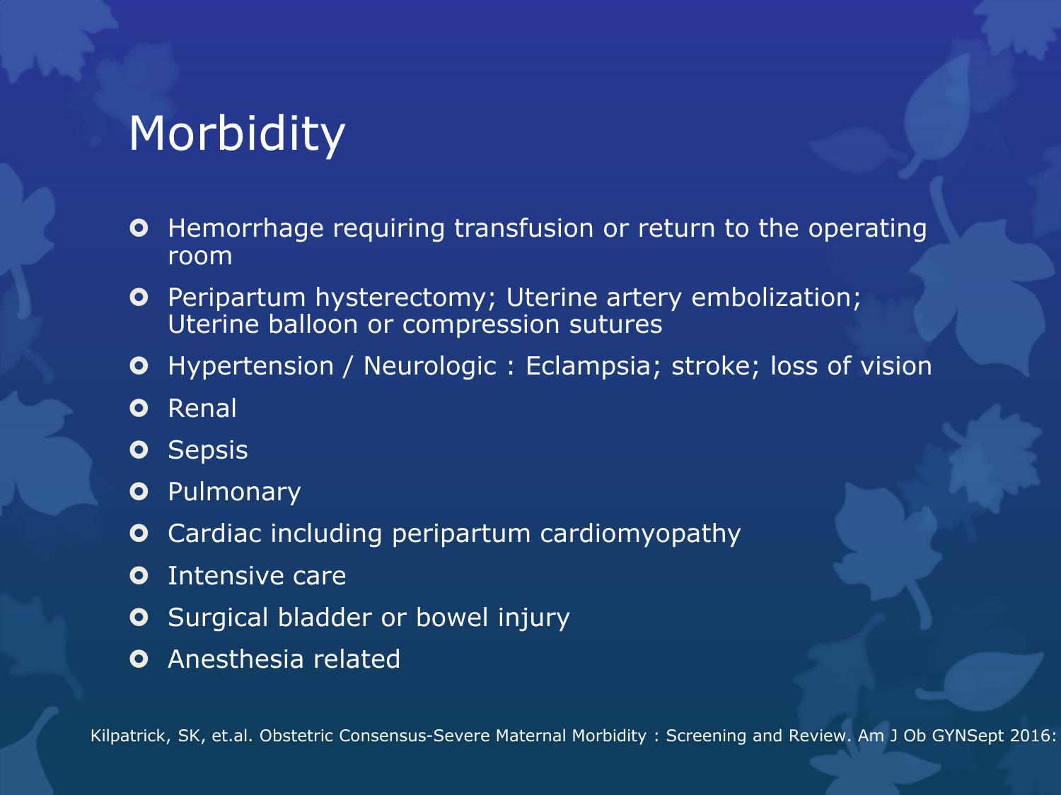# Morbidity

- Hemorrhage requiring transfusion or return to the operating room
- Peripartum hysterectomy; Uterine artery embolization; Uterine balloon or compression sutures
- Hypertension / Neurologic : Eclampsia; stroke; loss of vision
- Renal
- Sepsis
- Pulmonary
- Cardiac including peripartum cardiomyopathy
- Intensive care
- Surgical bladder or bowel injury
- Anesthesia related

Kilpatrick, SK, et.al. Obstetric Consensus-Severe Maternal Morbidity : Screening and Review. Am J Ob GYNSept 2016: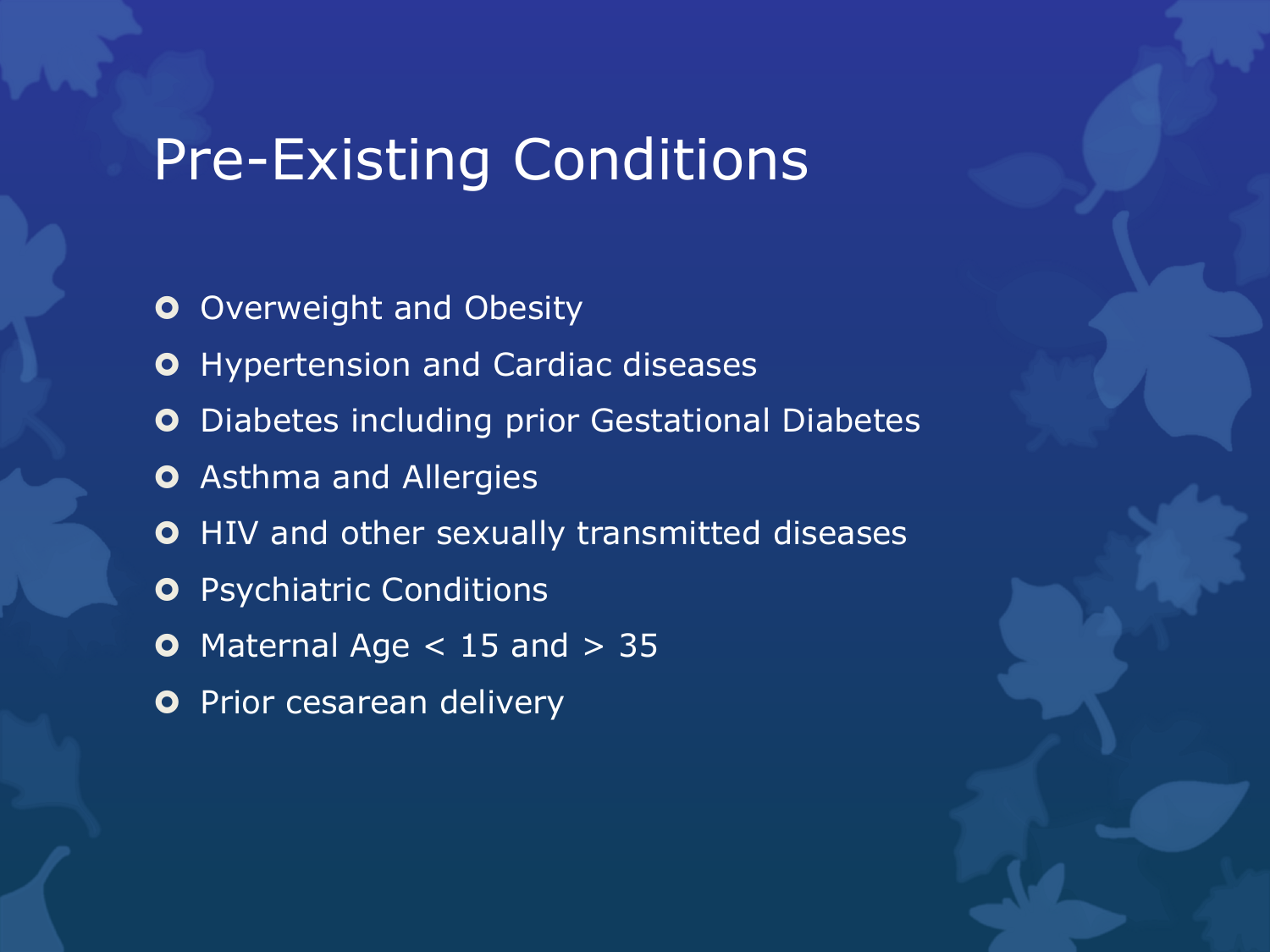# Pre-Existing Conditions

- Overweight and Obesity
- Hypertension and Cardiac diseases
- Diabetes including prior Gestational Diabetes
- Asthma and Allergies
- HIV and other sexually transmitted diseases
- Psychiatric Conditions
- Maternal Age < 15 and > 35
- Prior cesarean delivery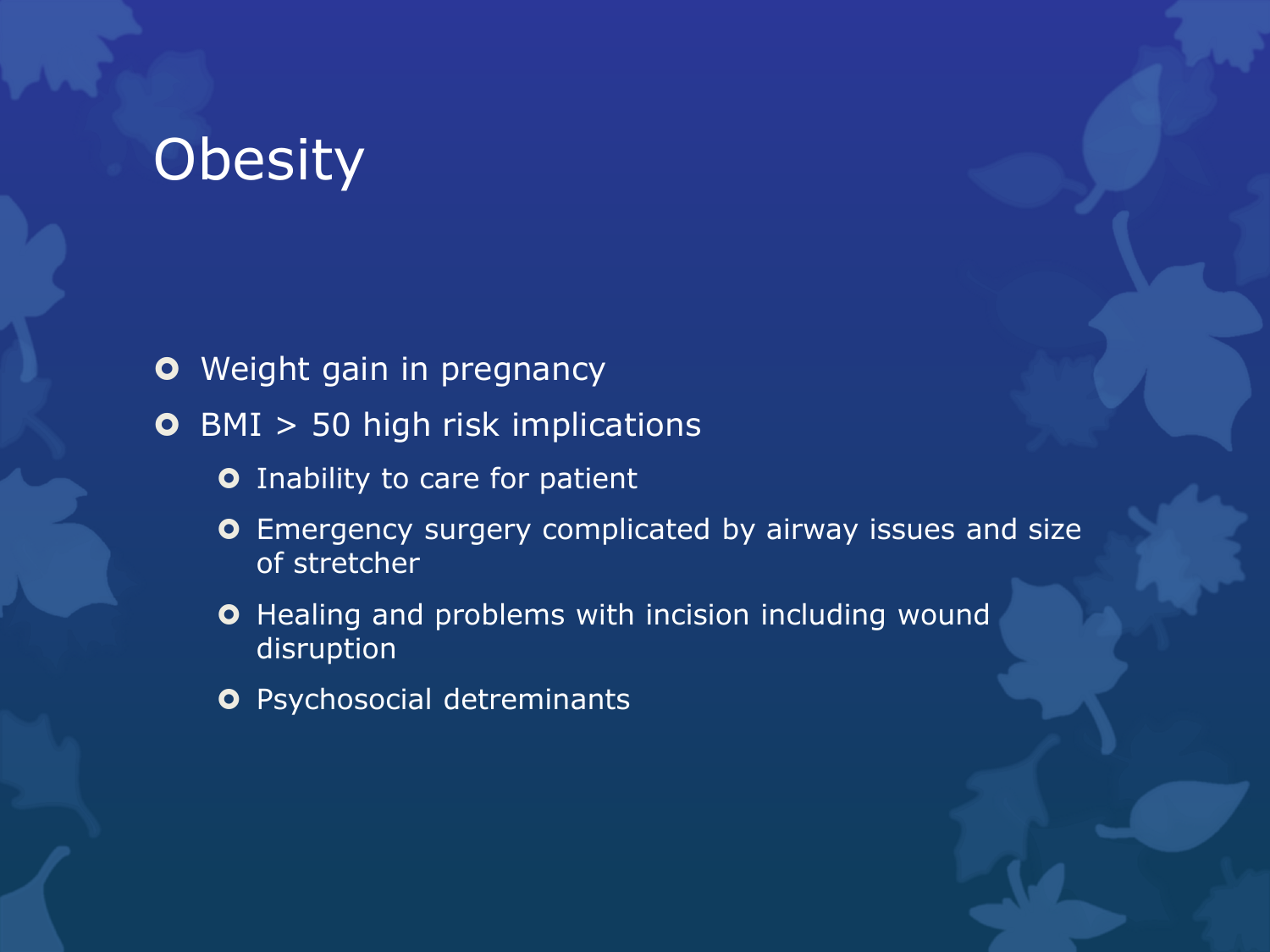# Obesity

- Weight gain in pregnancy
- BMI > 50 high risk implications
  - Inability to care for patient
  - Emergency surgery complicated by airway issues and size of stretcher
  - Healing and problems with incision including wound disruption
  - Psychosocial detreminants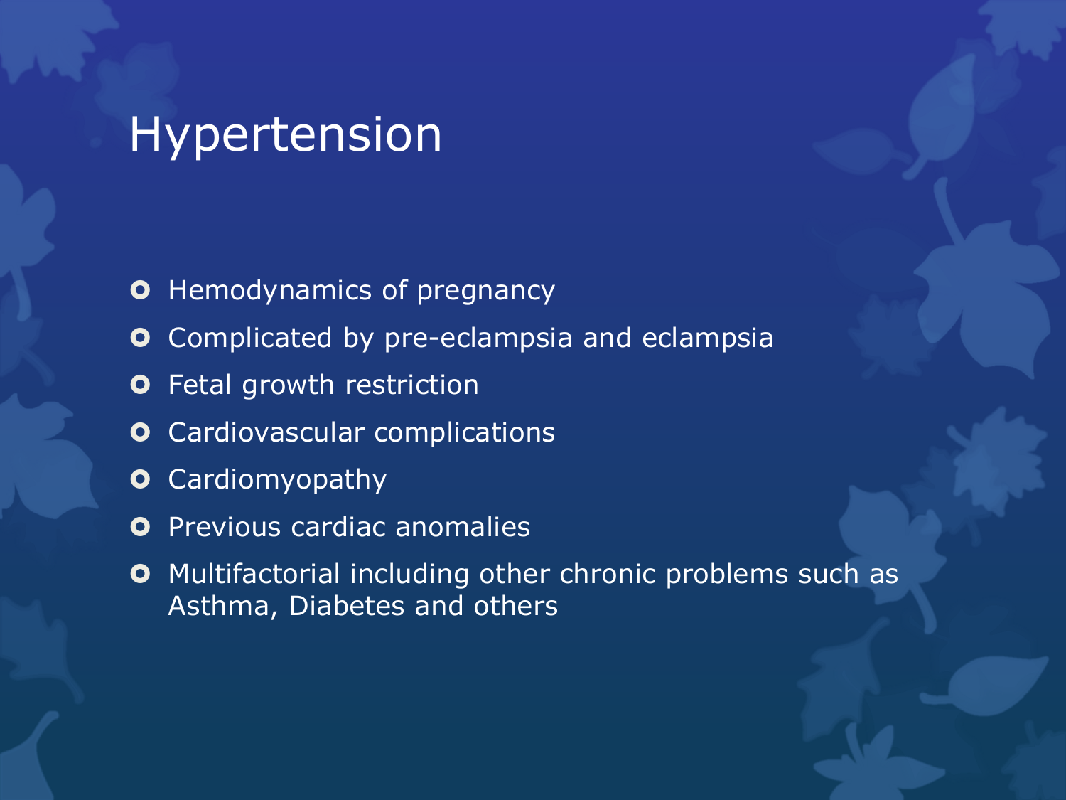# Hypertension

- Hemodynamics of pregnancy
- Complicated by pre-eclampsia and eclampsia
- Fetal growth restriction
- Cardiovascular complications
- Cardiomyopathy
- Previous cardiac anomalies
- Multifactorial including other chronic problems such as Asthma, Diabetes and others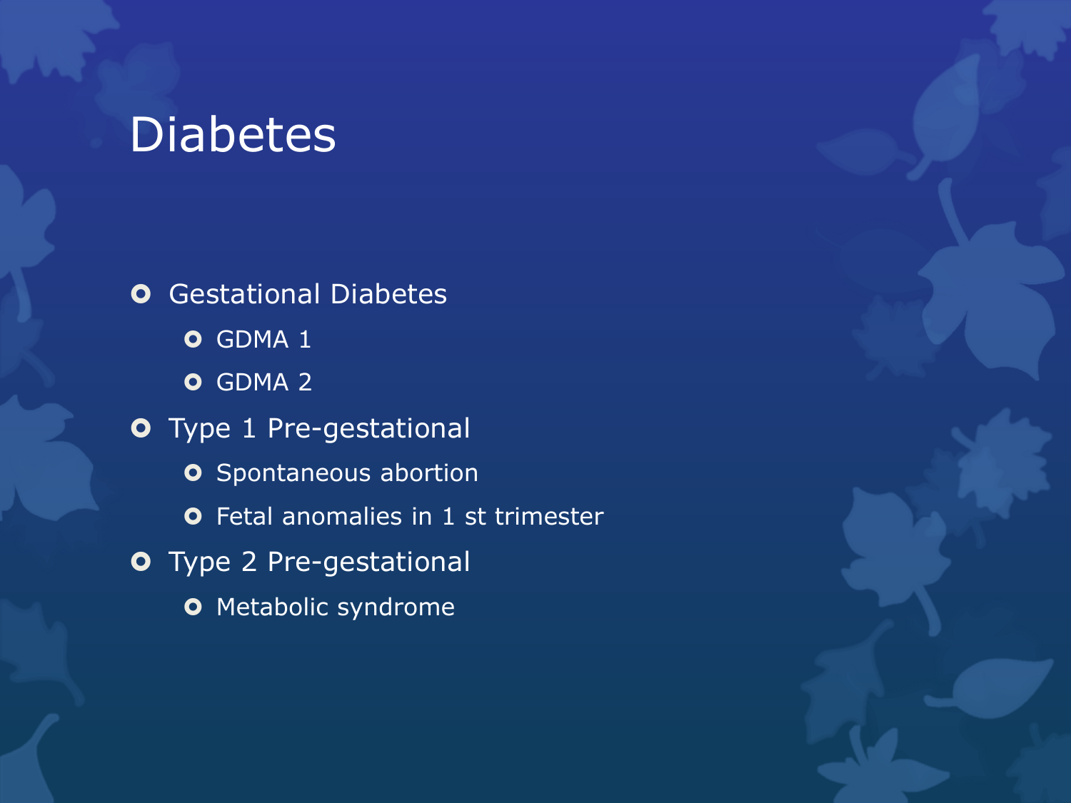# Diabetes

- Gestational Diabetes
  - GDMA 1
  - GDMA 2
- Type 1 Pre-gestational
  - Spontaneous abortion
  - Fetal anomalies in 1 st trimester
- Type 2 Pre-gestational
  - Metabolic syndrome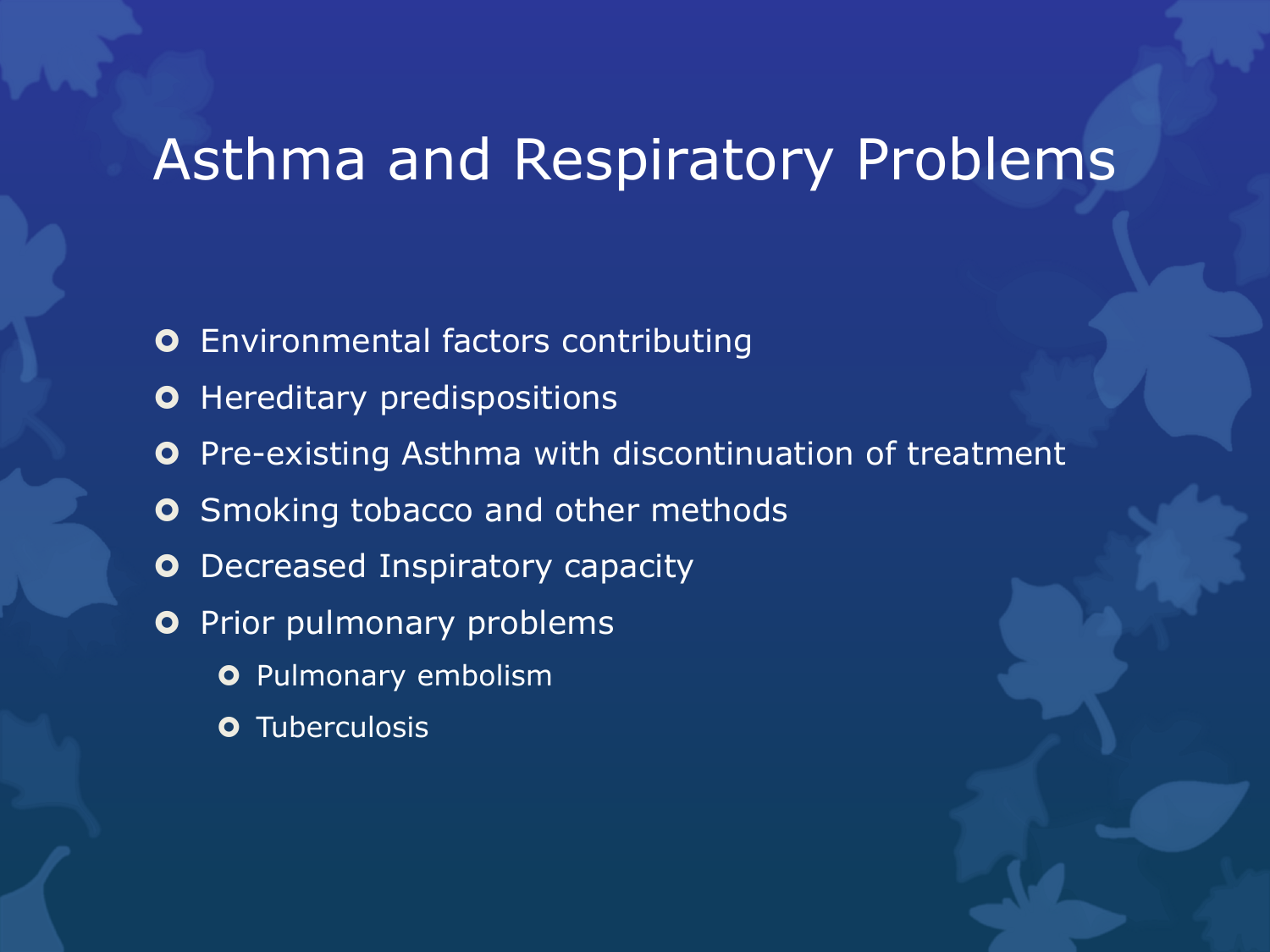# Asthma and Respiratory Problems

- Environmental factors contributing
- Hereditary predispositions
- Pre-existing Asthma with discontinuation of treatment
- Smoking tobacco and other methods
- Decreased Inspiratory capacity
- Prior pulmonary problems
  - Pulmonary embolism
  - Tuberculosis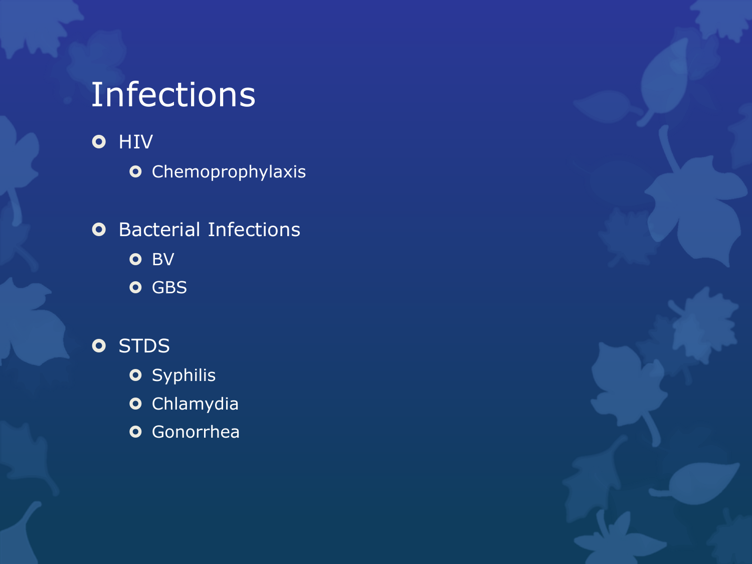# Infections

- HIV
  - Chemoprophylaxis
- Bacterial Infections
  - BV
  - GBS
- STDS
  - Syphilis
  - Chlamydia
  - Gonorrhea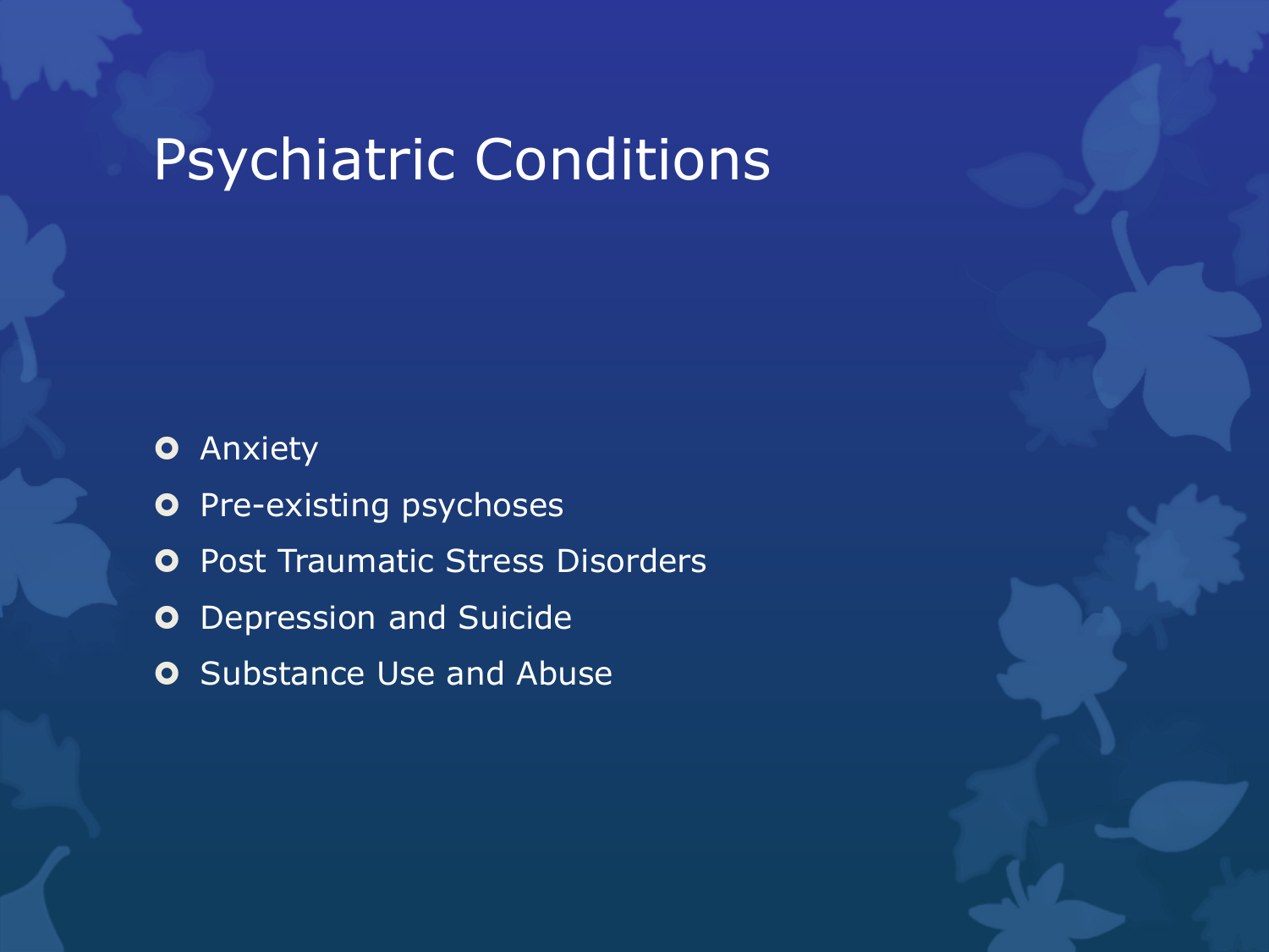# Psychiatric Conditions

- Anxiety
- Pre-existing psychoses
- Post Traumatic Stress Disorders
- Depression and Suicide
- Substance Use and Abuse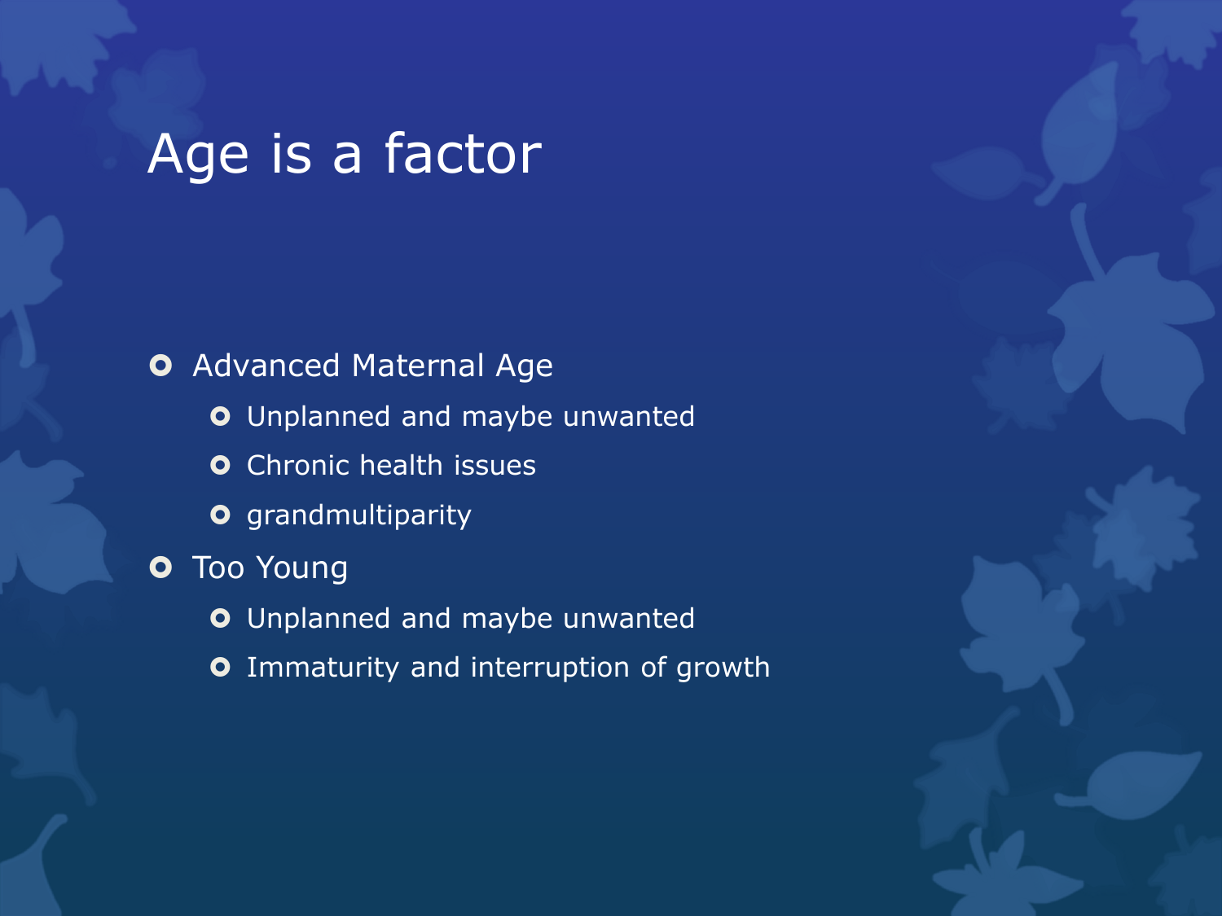# Age is a factor

- Advanced Maternal Age
  - Unplanned and maybe unwanted
  - Chronic health issues
  - grandmultiparity
- Too Young
  - Unplanned and maybe unwanted
  - Immaturity and interruption of growth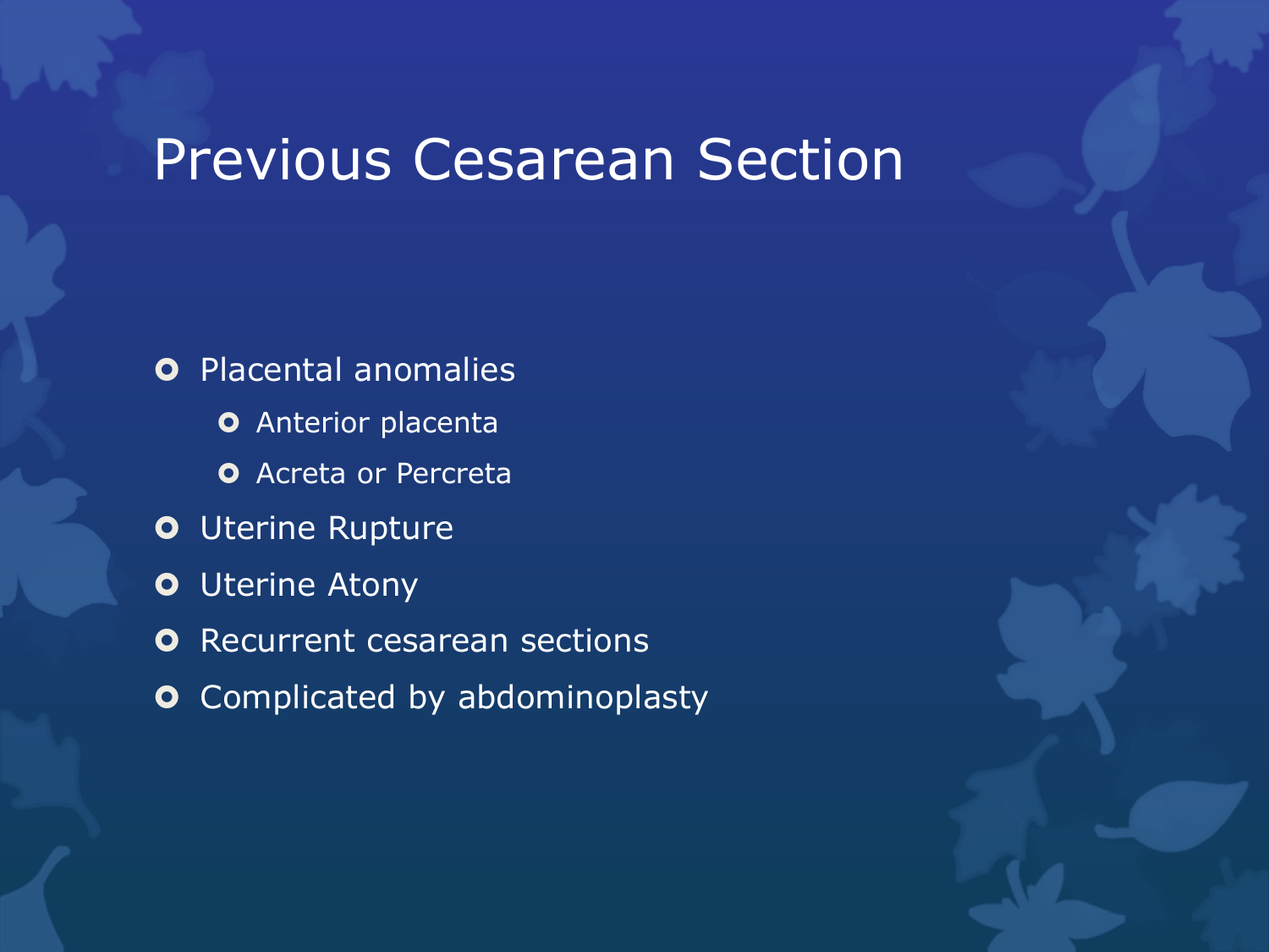# Previous Cesarean Section

- Placental anomalies
  - Anterior placenta
  - Acreta or Percreta
- Uterine Rupture
- Uterine Atony
- Recurrent cesarean sections
- Complicated by abdominoplasty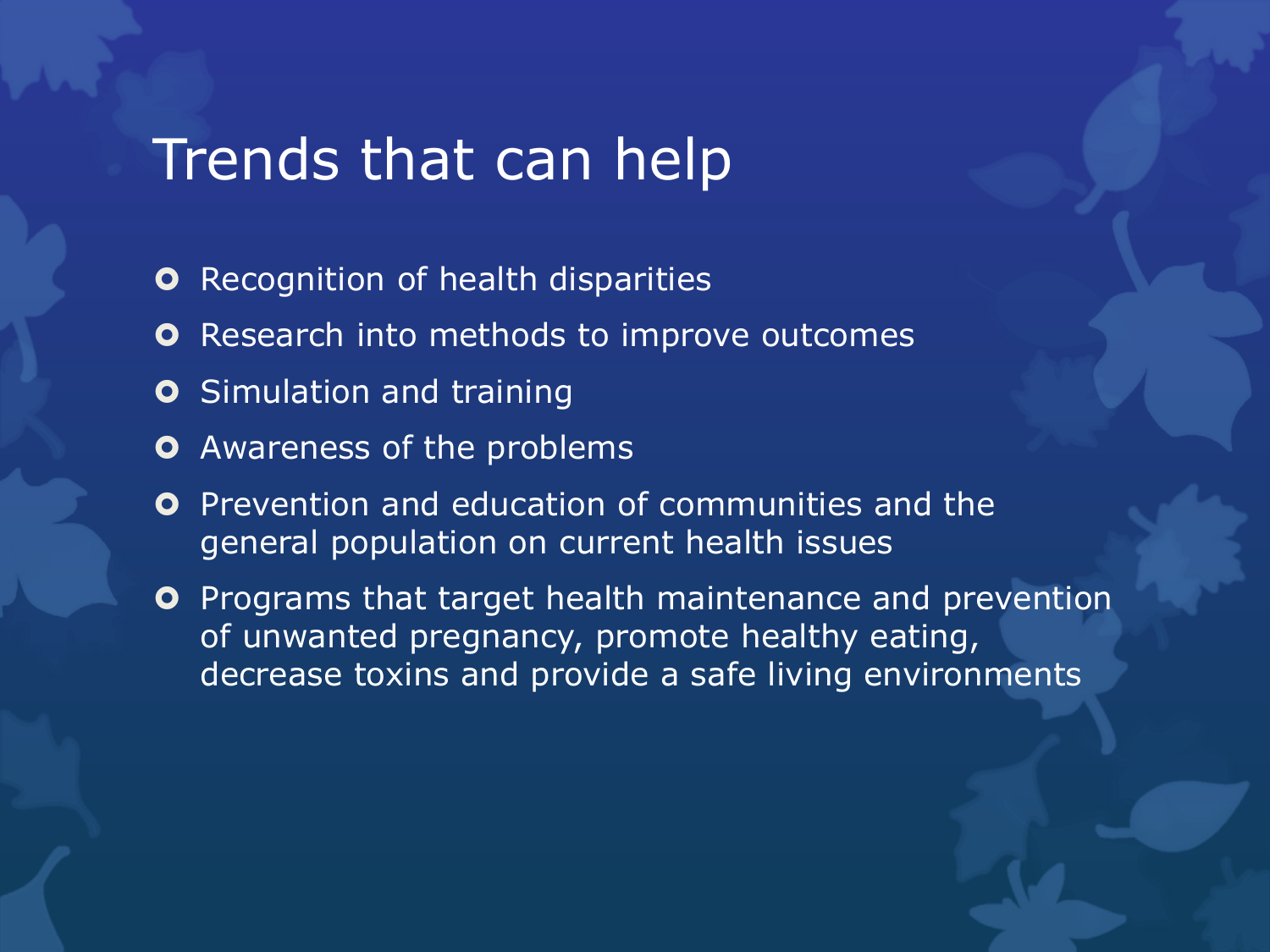# Trends that can help

- Recognition of health disparities
- Research into methods to improve outcomes
- Simulation and training
- Awareness of the problems
- Prevention and education of communities and the general population on current health issues
- Programs that target health maintenance and prevention of unwanted pregnancy, promote healthy eating, decrease toxins and provide a safe living environments